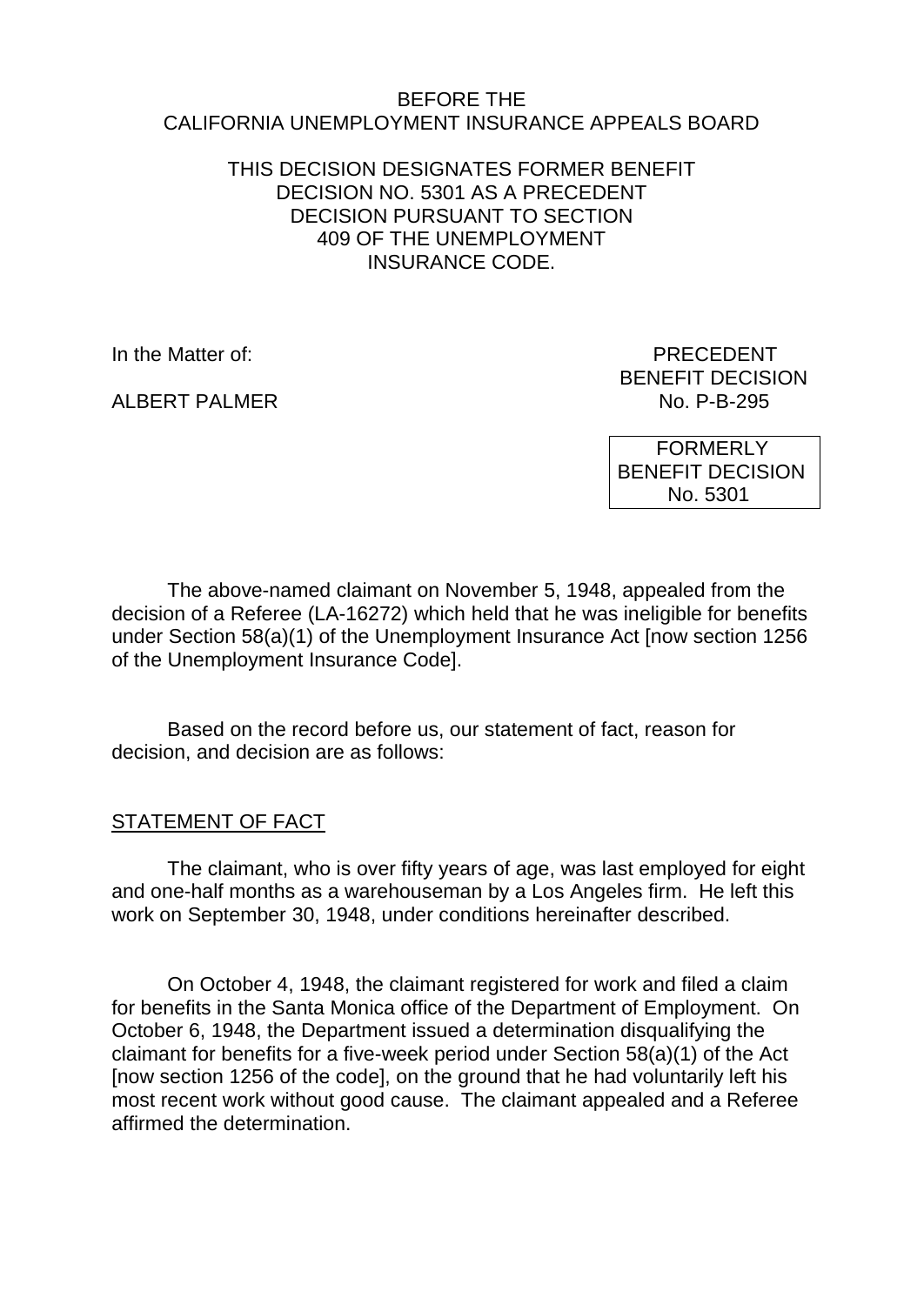BEFORE THE
CALIFORNIA UNEMPLOYMENT INSURANCE APPEALS BOARD

THIS DECISION DESIGNATES FORMER BENEFIT DECISION NO. 5301 AS A PRECEDENT DECISION PURSUANT TO SECTION 409 OF THE UNEMPLOYMENT INSURANCE CODE.

In the Matter of:

ALBERT PALMER

PRECEDENT
BENEFIT DECISION
No. P-B-295

FORMERLY
BENEFIT DECISION
No. 5301

The above-named claimant on November 5, 1948, appealed from the decision of a Referee (LA-16272) which held that he was ineligible for benefits under Section 58(a)(1) of the Unemployment Insurance Act [now section 1256 of the Unemployment Insurance Code].

Based on the record before us, our statement of fact, reason for decision, and decision are as follows:

## STATEMENT OF FACT

The claimant, who is over fifty years of age, was last employed for eight and one-half months as a warehouseman by a Los Angeles firm. He left this work on September 30, 1948, under conditions hereinafter described.

On October 4, 1948, the claimant registered for work and filed a claim for benefits in the Santa Monica office of the Department of Employment. On October 6, 1948, the Department issued a determination disqualifying the claimant for benefits for a five-week period under Section 58(a)(1) of the Act [now section 1256 of the code], on the ground that he had voluntarily left his most recent work without good cause. The claimant appealed and a Referee affirmed the determination.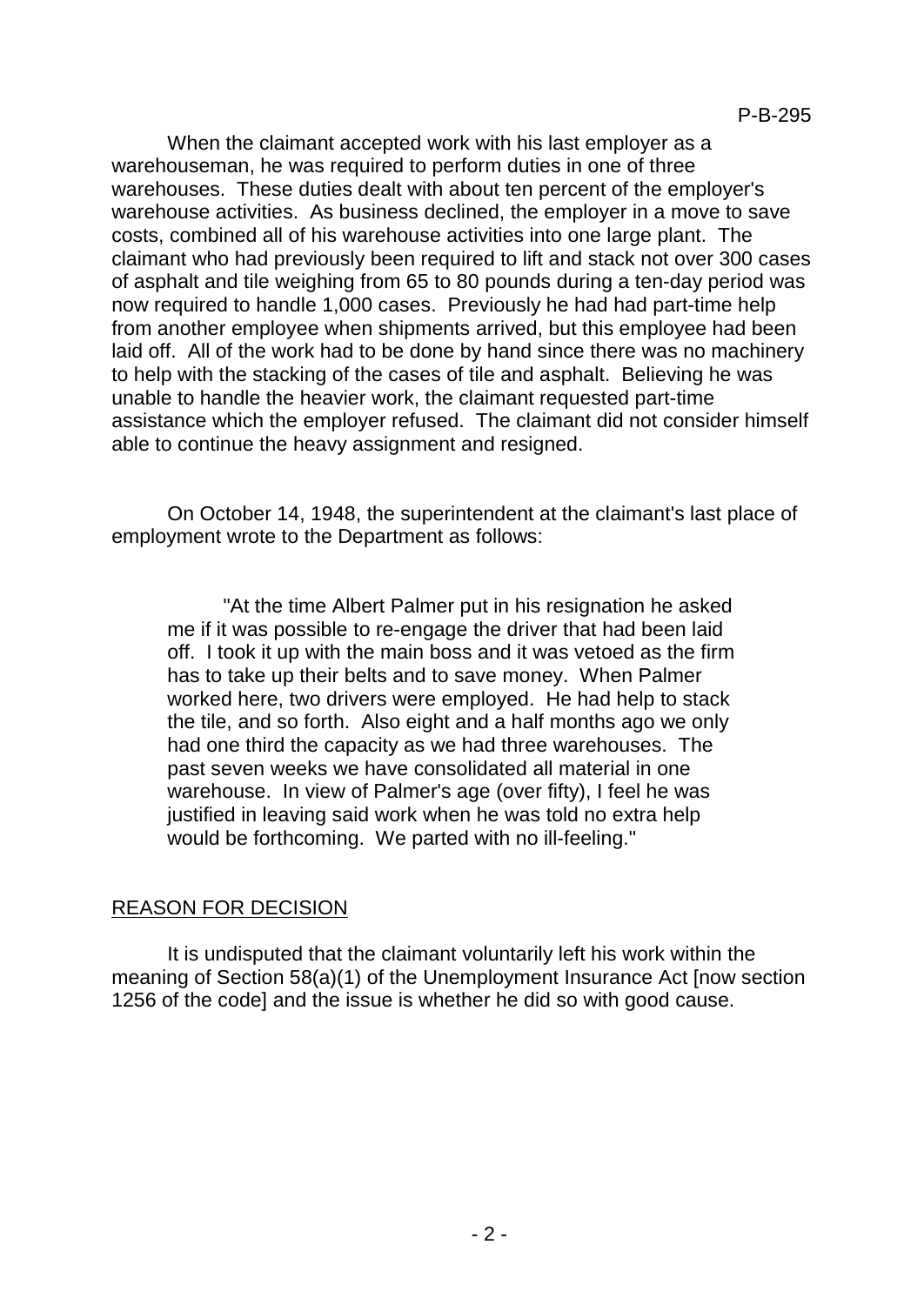When the claimant accepted work with his last employer as a warehouseman, he was required to perform duties in one of three warehouses. These duties dealt with about ten percent of the employer's warehouse activities. As business declined, the employer in a move to save costs, combined all of his warehouse activities into one large plant. The claimant who had previously been required to lift and stack not over 300 cases of asphalt and tile weighing from 65 to 80 pounds during a ten-day period was now required to handle 1,000 cases. Previously he had had part-time help from another employee when shipments arrived, but this employee had been laid off. All of the work had to be done by hand since there was no machinery to help with the stacking of the cases of tile and asphalt. Believing he was unable to handle the heavier work, the claimant requested part-time assistance which the employer refused. The claimant did not consider himself able to continue the heavy assignment and resigned.

On October 14, 1948, the superintendent at the claimant's last place of employment wrote to the Department as follows:

> "At the time Albert Palmer put in his resignation he asked me if it was possible to re-engage the driver that had been laid off. I took it up with the main boss and it was vetoed as the firm has to take up their belts and to save money. When Palmer worked here, two drivers were employed. He had help to stack the tile, and so forth. Also eight and a half months ago we only had one third the capacity as we had three warehouses. The past seven weeks we have consolidated all material in one warehouse. In view of Palmer's age (over fifty), I feel he was justified in leaving said work when he was told no extra help would be forthcoming. We parted with no ill-feeling."

## REASON FOR DECISION

It is undisputed that the claimant voluntarily left his work within the meaning of Section 58(a)(1) of the Unemployment Insurance Act [now section 1256 of the code] and the issue is whether he did so with good cause.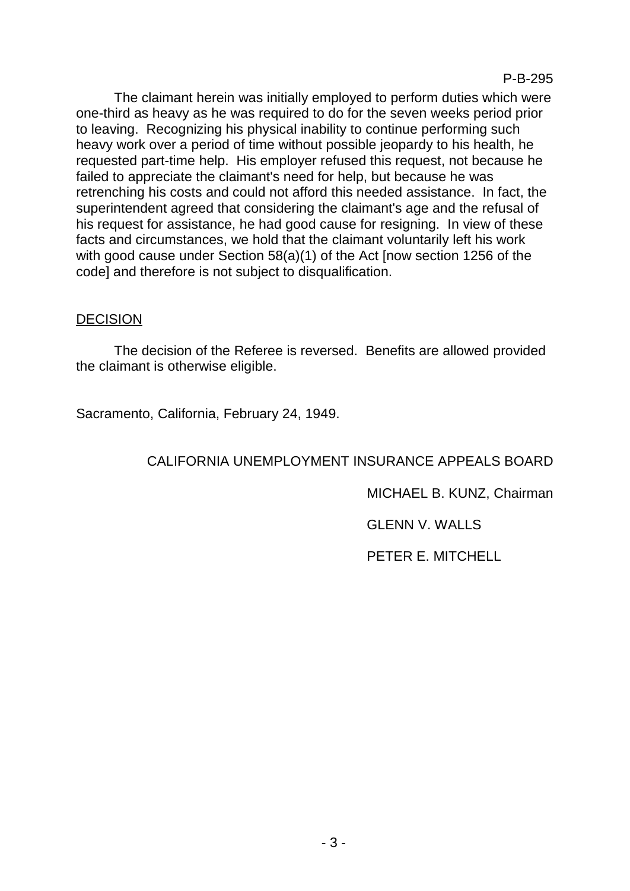The claimant herein was initially employed to perform duties which were one-third as heavy as he was required to do for the seven weeks period prior to leaving. Recognizing his physical inability to continue performing such heavy work over a period of time without possible jeopardy to his health, he requested part-time help. His employer refused this request, not because he failed to appreciate the claimant's need for help, but because he was retrenching his costs and could not afford this needed assistance. In fact, the superintendent agreed that considering the claimant's age and the refusal of his request for assistance, he had good cause for resigning. In view of these facts and circumstances, we hold that the claimant voluntarily left his work with good cause under Section 58(a)(1) of the Act [now section 1256 of the code] and therefore is not subject to disqualification.

## DECISION

The decision of the Referee is reversed. Benefits are allowed provided the claimant is otherwise eligible.

Sacramento, California, February 24, 1949.

CALIFORNIA UNEMPLOYMENT INSURANCE APPEALS BOARD

MICHAEL B. KUNZ, Chairman

GLENN V. WALLS

PETER E. MITCHELL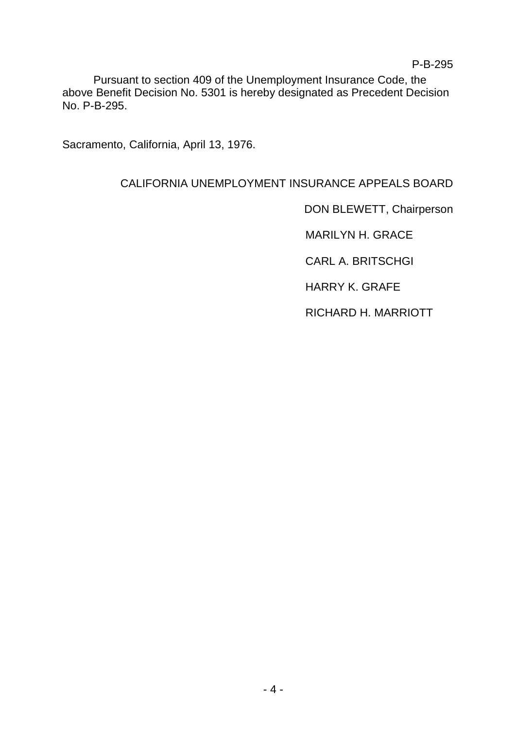Pursuant to section 409 of the Unemployment Insurance Code, the above Benefit Decision No. 5301 is hereby designated as Precedent Decision No. P-B-295.

Sacramento, California, April 13, 1976.

CALIFORNIA UNEMPLOYMENT INSURANCE APPEALS BOARD

DON BLEWETT, Chairperson

MARILYN H. GRACE

CARL A. BRITSCHGI

HARRY K. GRAFE

RICHARD H. MARRIOTT